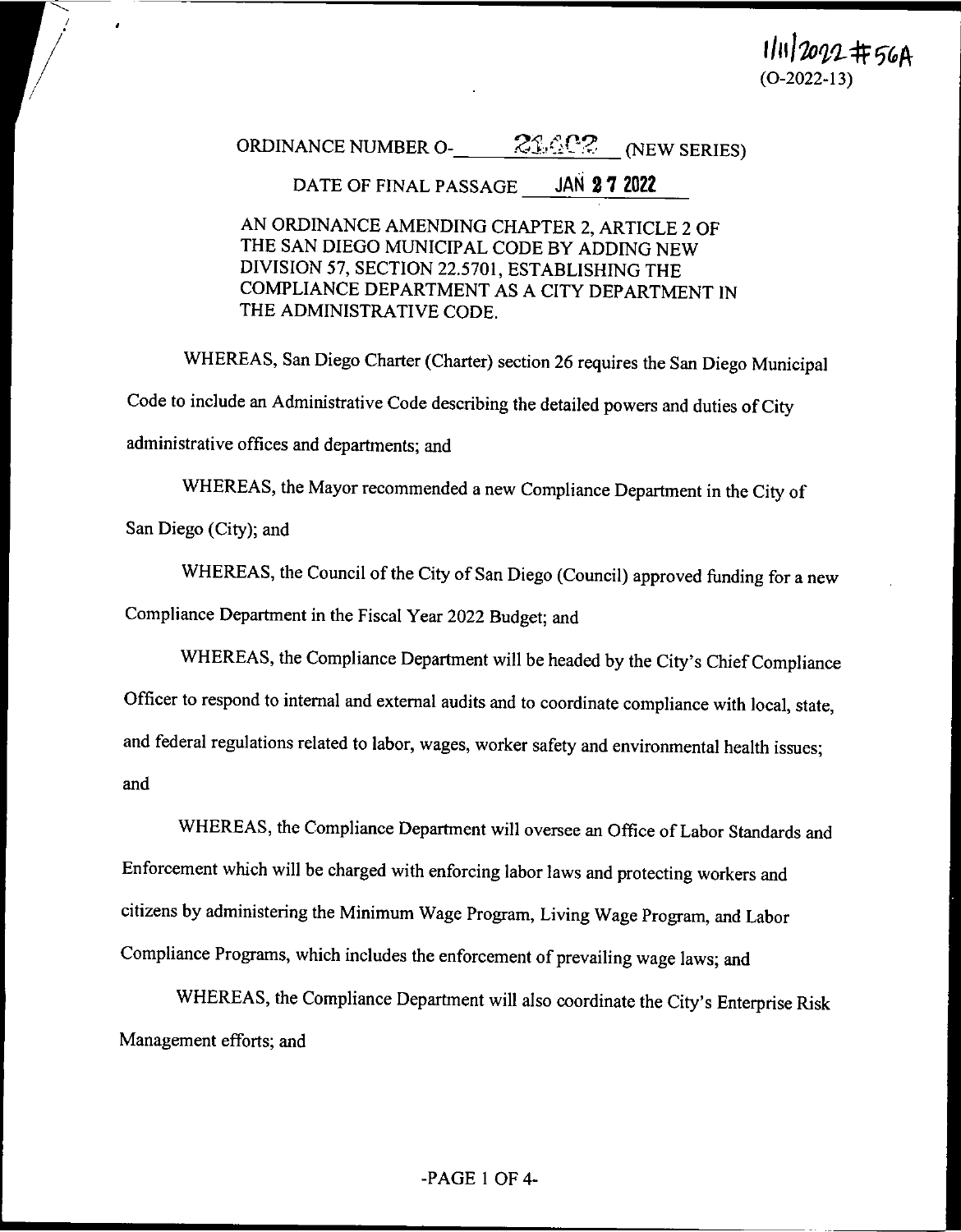1/11/2022 #56A
(O-2022-13)

ORDINANCE NUMBER O-\_\_\_21402\_\_\_ (NEW SERIES)

DATE OF FINAL PASSAGE \_\_\_JAN 27 2022\_\_\_

AN ORDINANCE AMENDING CHAPTER 2, ARTICLE 2 OF THE SAN DIEGO MUNICIPAL CODE BY ADDING NEW DIVISION 57, SECTION 22.5701, ESTABLISHING THE COMPLIANCE DEPARTMENT AS A CITY DEPARTMENT IN THE ADMINISTRATIVE CODE.

WHEREAS, San Diego Charter (Charter) section 26 requires the San Diego Municipal Code to include an Administrative Code describing the detailed powers and duties of City administrative offices and departments; and

WHEREAS, the Mayor recommended a new Compliance Department in the City of San Diego (City); and

WHEREAS, the Council of the City of San Diego (Council) approved funding for a new Compliance Department in the Fiscal Year 2022 Budget; and

WHEREAS, the Compliance Department will be headed by the City's Chief Compliance Officer to respond to internal and external audits and to coordinate compliance with local, state, and federal regulations related to labor, wages, worker safety and environmental health issues; and

WHEREAS, the Compliance Department will oversee an Office of Labor Standards and Enforcement which will be charged with enforcing labor laws and protecting workers and citizens by administering the Minimum Wage Program, Living Wage Program, and Labor Compliance Programs, which includes the enforcement of prevailing wage laws; and

WHEREAS, the Compliance Department will also coordinate the City's Enterprise Risk Management efforts; and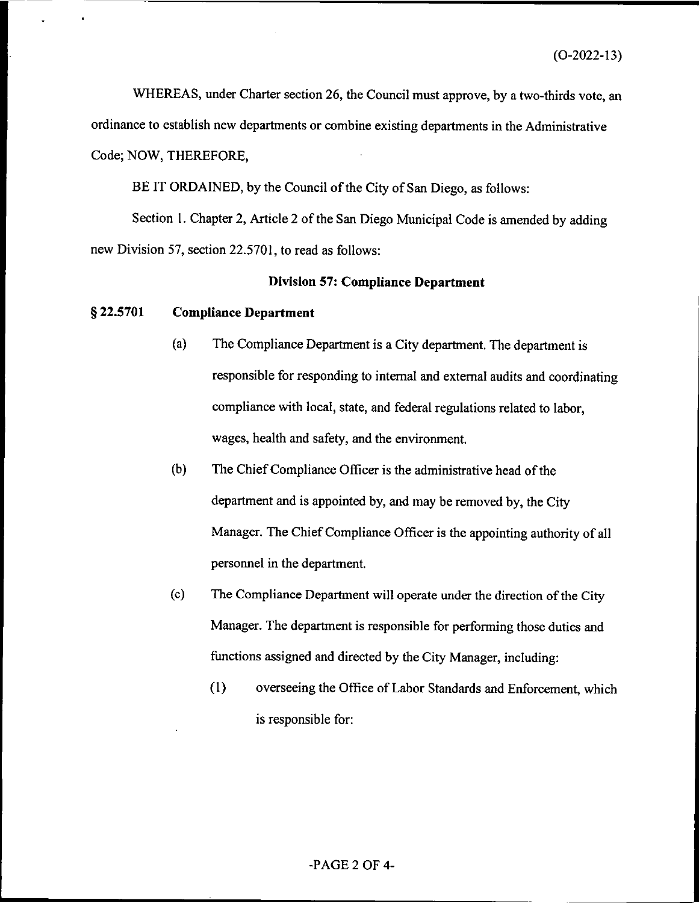WHEREAS, under Charter section 26, the Council must approve, by a two-thirds vote, an ordinance to establish new departments or combine existing departments in the Administrative Code; NOW, THEREFORE,

BE IT ORDAINED, by the Council of the City of San Diego, as follows:

Section 1. Chapter 2, Article 2 of the San Diego Municipal Code is amended by adding new Division 57, section 22.5701, to read as follows:

**Division 57: Compliance Department**

**§ 22.5701 Compliance Department**

(a) The Compliance Department is a City department. The department is responsible for responding to internal and external audits and coordinating compliance with local, state, and federal regulations related to labor, wages, health and safety, and the environment.

(b) The Chief Compliance Officer is the administrative head of the department and is appointed by, and may be removed by, the City Manager. The Chief Compliance Officer is the appointing authority of all personnel in the department.

(c) The Compliance Department will operate under the direction of the City Manager. The department is responsible for performing those duties and functions assigned and directed by the City Manager, including:

(1) overseeing the Office of Labor Standards and Enforcement, which is responsible for: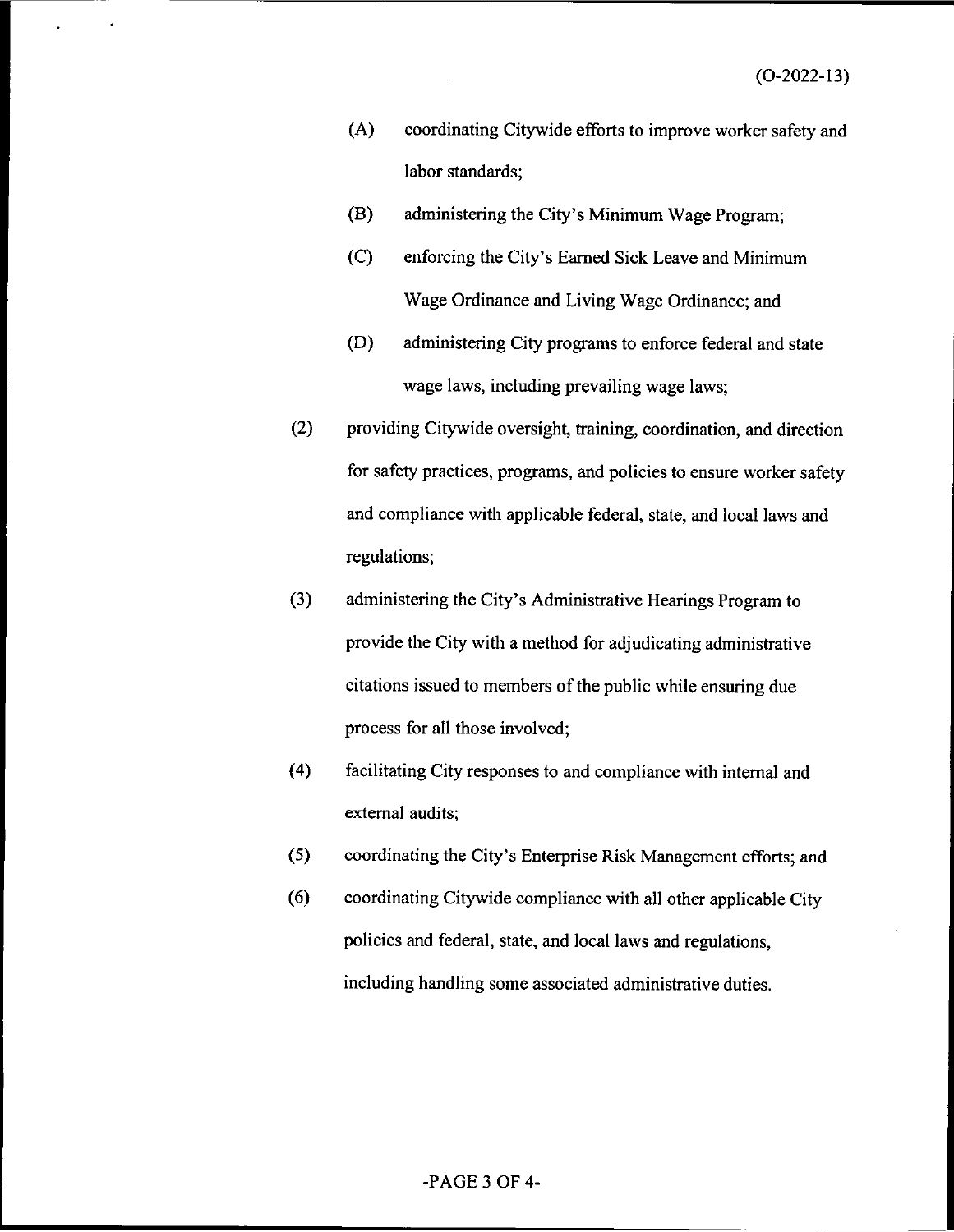(A) coordinating Citywide efforts to improve worker safety and labor standards;

(B) administering the City's Minimum Wage Program;

(C) enforcing the City's Earned Sick Leave and Minimum Wage Ordinance and Living Wage Ordinance; and

(D) administering City programs to enforce federal and state wage laws, including prevailing wage laws;

(2) providing Citywide oversight, training, coordination, and direction for safety practices, programs, and policies to ensure worker safety and compliance with applicable federal, state, and local laws and regulations;

(3) administering the City's Administrative Hearings Program to provide the City with a method for adjudicating administrative citations issued to members of the public while ensuring due process for all those involved;

(4) facilitating City responses to and compliance with internal and external audits;

(5) coordinating the City's Enterprise Risk Management efforts; and

(6) coordinating Citywide compliance with all other applicable City policies and federal, state, and local laws and regulations, including handling some associated administrative duties.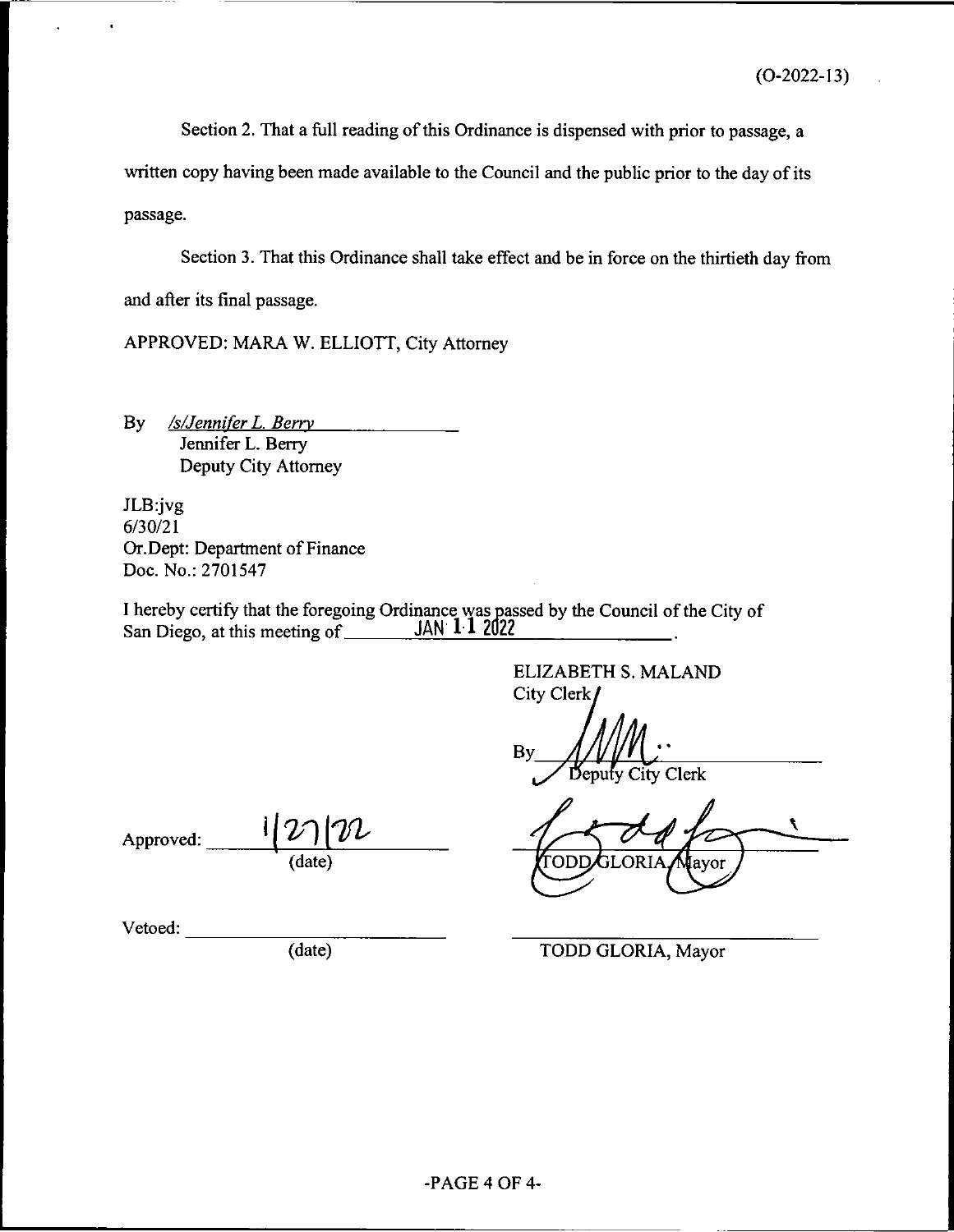(O-2022-13)

Section 2. That a full reading of this Ordinance is dispensed with prior to passage, a written copy having been made available to the Council and the public prior to the day of its passage.

Section 3. That this Ordinance shall take effect and be in force on the thirtieth day from and after its final passage.

APPROVED: MARA W. ELLIOTT, City Attorney

By */s/Jennifer L. Berry*
Jennifer L. Berry
Deputy City Attorney

JLB:jvg
6/30/21
Or.Dept: Department of Finance
Doc. No.: 2701547

I hereby certify that the foregoing Ordinance was passed by the Council of the City of San Diego, at this meeting of JAN 11 2022.

ELIZABETH S. MALAND
City Clerk

By ____________________
Deputy City Clerk

Approved: 1/27/22
(date)

TODD GLORIA, Mayor

Vetoed: ____________________
(date)

TODD GLORIA, Mayor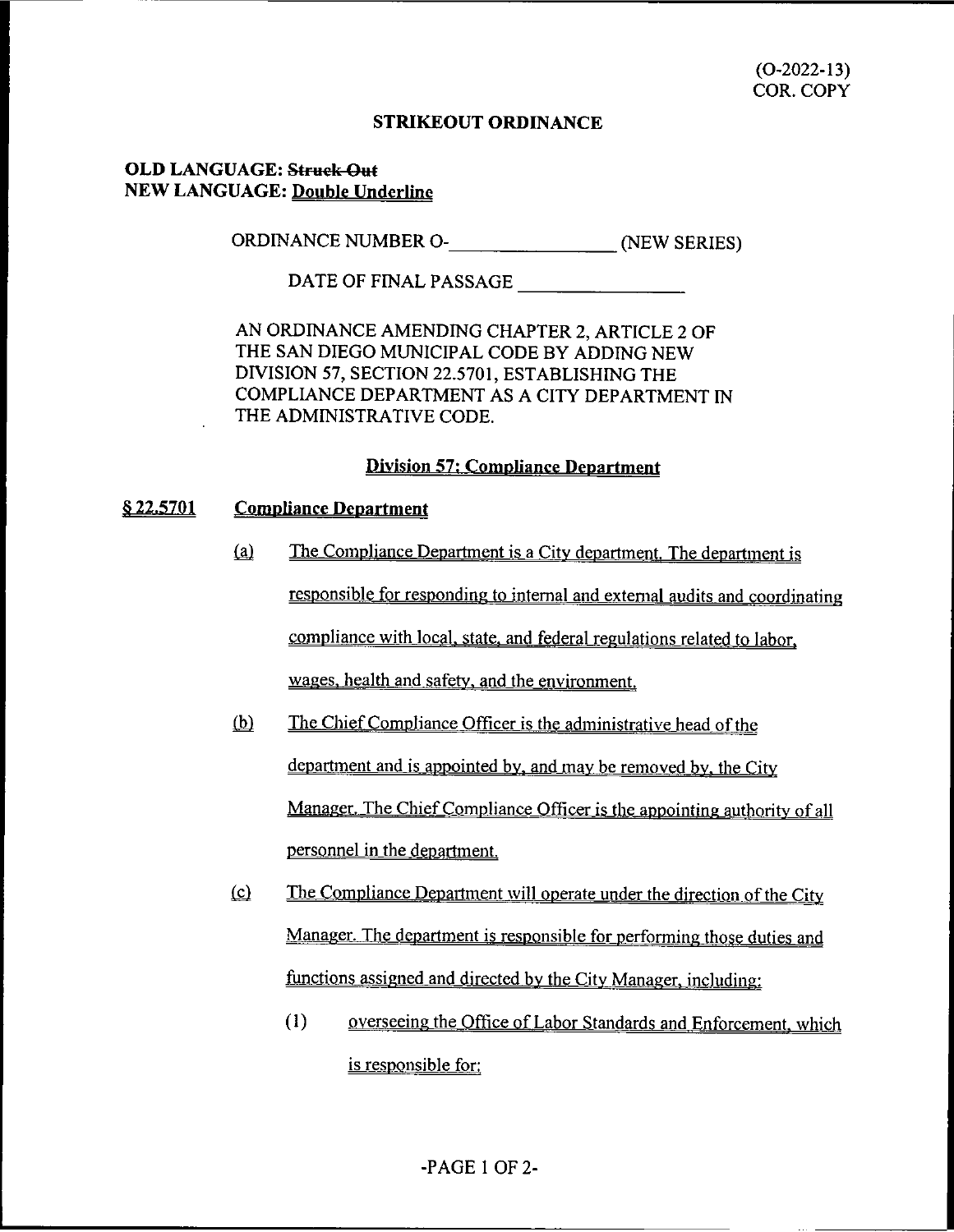(O-2022-13)
COR. COPY

**STRIKEOUT ORDINANCE**

**OLD LANGUAGE: ~~Struck Out~~**
**NEW LANGUAGE: <u>Double Underline</u>**

ORDINANCE NUMBER O-________________ (NEW SERIES)

DATE OF FINAL PASSAGE ________________

AN ORDINANCE AMENDING CHAPTER 2, ARTICLE 2 OF THE SAN DIEGO MUNICIPAL CODE BY ADDING NEW DIVISION 57, SECTION 22.5701, ESTABLISHING THE COMPLIANCE DEPARTMENT AS A CITY DEPARTMENT IN THE ADMINISTRATIVE CODE.

**<u>Division 57: Compliance Department</u>**

**<u>§ 22.5701 Compliance Department</u>**

<u>(a) The Compliance Department is a City department. The department is responsible for responding to internal and external audits and coordinating compliance with local, state, and federal regulations related to labor, wages, health and safety, and the environment.</u>

<u>(b) The Chief Compliance Officer is the administrative head of the department and is appointed by, and may be removed by, the City Manager. The Chief Compliance Officer is the appointing authority of all personnel in the department.</u>

<u>(c) The Compliance Department will operate under the direction of the City Manager. The department is responsible for performing those duties and functions assigned and directed by the City Manager, including:</u>

<u>(1) overseeing the Office of Labor Standards and Enforcement, which is responsible for:</u>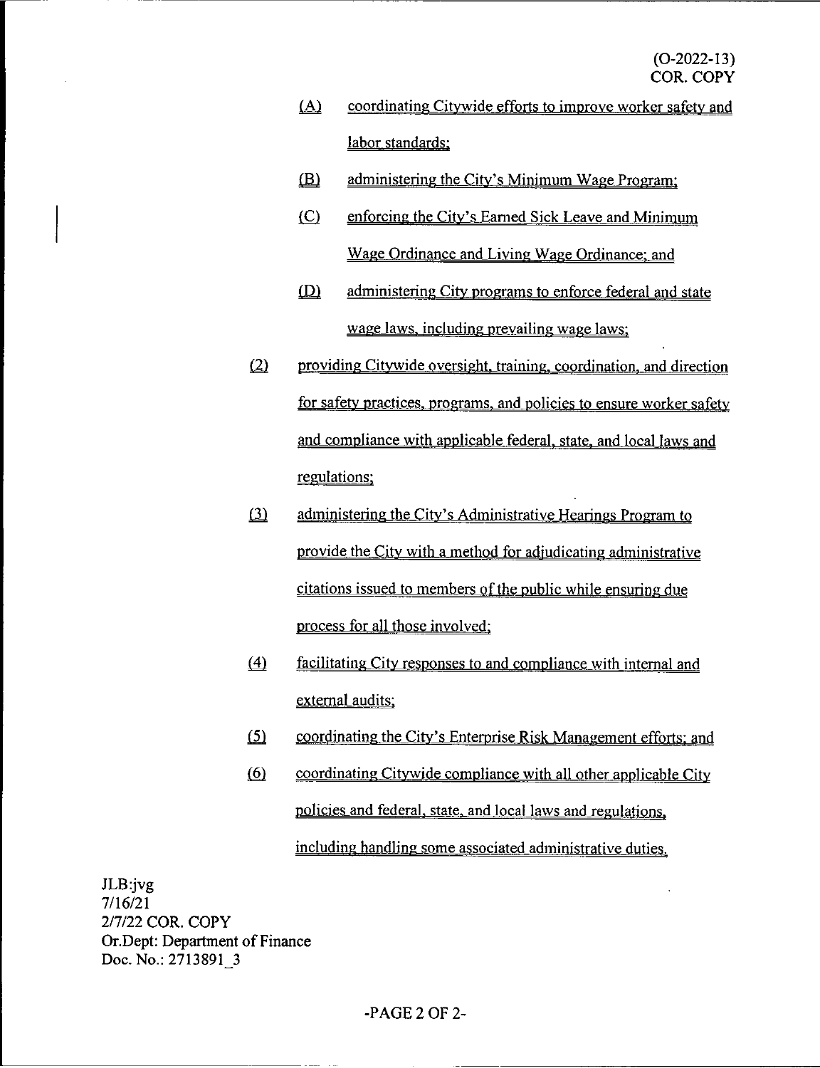(O-2022-13)
COR. COPY

(A) coordinating Citywide efforts to improve worker safety and labor standards;

(B) administering the City's Minimum Wage Program;

(C) enforcing the City's Earned Sick Leave and Minimum Wage Ordinance and Living Wage Ordinance; and

(D) administering City programs to enforce federal and state wage laws, including prevailing wage laws;

(2) providing Citywide oversight, training, coordination, and direction for safety practices, programs, and policies to ensure worker safety and compliance with applicable federal, state, and local laws and regulations;

(3) administering the City's Administrative Hearings Program to provide the City with a method for adjudicating administrative citations issued to members of the public while ensuring due process for all those involved;

(4) facilitating City responses to and compliance with internal and external audits;

(5) coordinating the City's Enterprise Risk Management efforts; and

(6) coordinating Citywide compliance with all other applicable City policies and federal, state, and local laws and regulations, including handling some associated administrative duties.

JLB:jvg
7/16/21
2/7/22 COR. COPY
Or.Dept: Department of Finance
Doc. No.: 2713891_3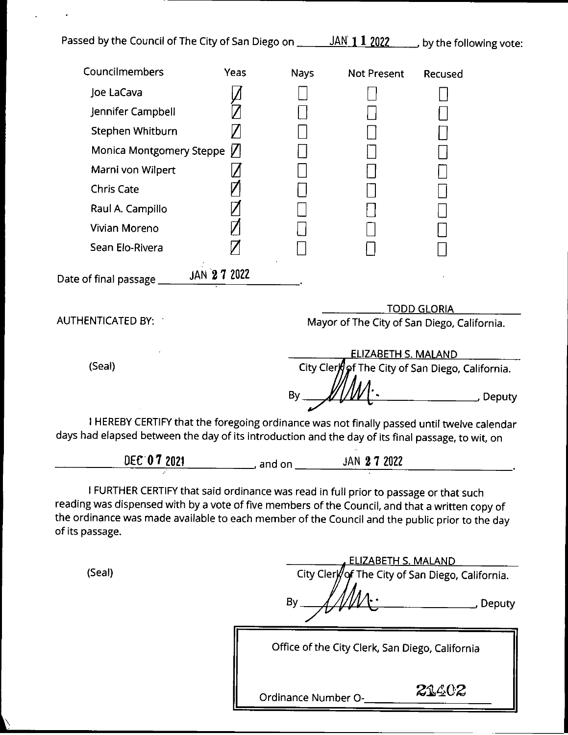Passed by the Council of The City of San Diego on JAN 11 2022, by the following vote:

| Councilmembers | Yeas | Nays | Not Present | Recused |
| --- | --- | --- | --- | --- |
| Joe LaCava | ☑ | ☐ | ☐ | ☐ |
| Jennifer Campbell | ☑ | ☐ | ☐ | ☐ |
| Stephen Whitburn | ☑ | ☐ | ☐ | ☐ |
| Monica Montgomery Steppe | ☑ | ☐ | ☐ | ☐ |
| Marni von Wilpert | ☑ | ☐ | ☐ | ☐ |
| Chris Cate | ☑ | ☐ | ☐ | ☐ |
| Raul A. Campillo | ☑ | ☐ | ☐ | ☐ |
| Vivian Moreno | ☑ | ☐ | ☐ | ☐ |
| Sean Elo-Rivera | ☑ | ☐ | ☐ | ☐ |

Date of final passage JAN 27 2022.

AUTHENTICATED BY:

TODD GLORIA
Mayor of The City of San Diego, California.

(Seal)

ELIZABETH S. MALAND
City Clerk of The City of San Diego, California.

By ________________, Deputy

I HEREBY CERTIFY that the foregoing ordinance was not finally passed until twelve calendar days had elapsed between the day of its introduction and the day of its final passage, to wit, on

DEC 07 2021, and on JAN 27 2022.

I FURTHER CERTIFY that said ordinance was read in full prior to passage or that such reading was dispensed with by a vote of five members of the Council, and that a written copy of the ordinance was made available to each member of the Council and the public prior to the day of its passage.

(Seal)

ELIZABETH S. MALAND
City Clerk of The City of San Diego, California.

By ________________, Deputy

Office of the City Clerk, San Diego, California

Ordinance Number O- 21402